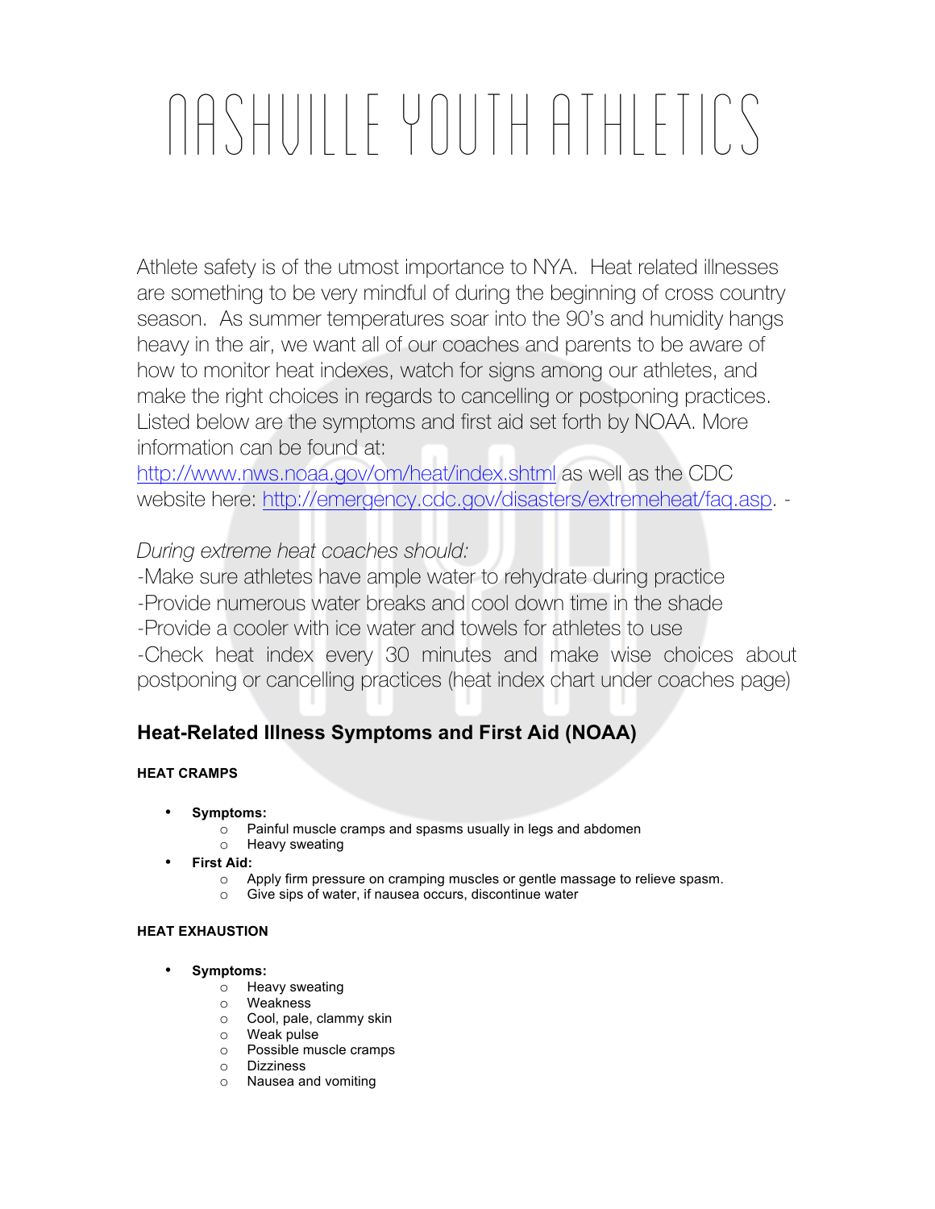# NASHVILLE YOUTH ATHLETICS

Athlete safety is of the utmost importance to NYA. Heat related illnesses are something to be very mindful of during the beginning of cross country season. As summer temperatures soar into the 90's and humidity hangs heavy in the air, we want all of our coaches and parents to be aware of how to monitor heat indexes, watch for signs among our athletes, and make the right choices in regards to cancelling or postponing practices. Listed below are the symptoms and first aid set forth by NOAA. More information can be found at: http://www.nws.noaa.gov/om/heat/index.shtml as well as the CDC website here: http://emergency.cdc.gov/disasters/extremeheat/faq.asp. -

*During extreme heat coaches should:*

-Make sure athletes have ample water to rehydrate during practice
-Provide numerous water breaks and cool down time in the shade
-Provide a cooler with ice water and towels for athletes to use
-Check heat index every 30 minutes and make wise choices about postponing or cancelling practices (heat index chart under coaches page)

## Heat-Related Illness Symptoms and First Aid (NOAA)

### HEAT CRAMPS

- **Symptoms:**
  - Painful muscle cramps and spasms usually in legs and abdomen
  - Heavy sweating
- **First Aid:**
  - Apply firm pressure on cramping muscles or gentle massage to relieve spasm.
  - Give sips of water, if nausea occurs, discontinue water

### HEAT EXHAUSTION

- **Symptoms:**
  - Heavy sweating
  - Weakness
  - Cool, pale, clammy skin
  - Weak pulse
  - Possible muscle cramps
  - Dizziness
  - Nausea and vomiting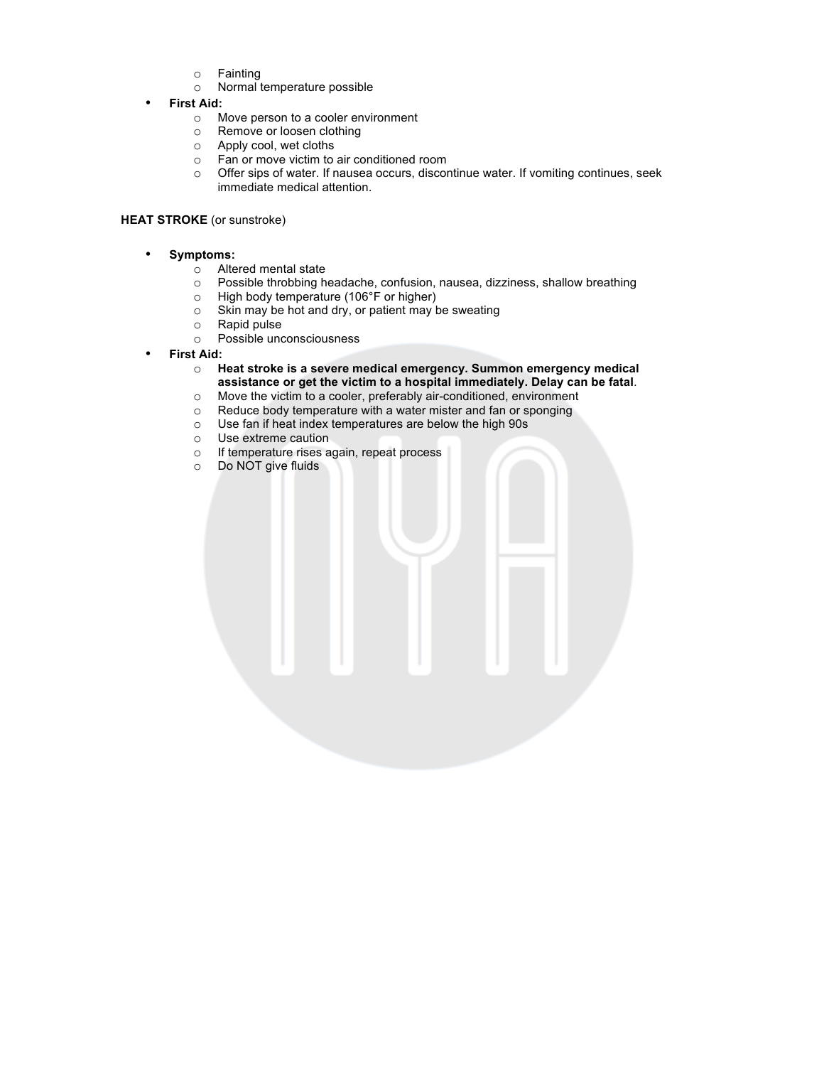- Fainting
- Normal temperature possible

- **First Aid:**
  - Move person to a cooler environment
  - Remove or loosen clothing
  - Apply cool, wet cloths
  - Fan or move victim to air conditioned room
  - Offer sips of water. If nausea occurs, discontinue water. If vomiting continues, seek immediate medical attention.

**HEAT STROKE** (or sunstroke)

- **Symptoms:**
  - Altered mental state
  - Possible throbbing headache, confusion, nausea, dizziness, shallow breathing
  - High body temperature (106°F or higher)
  - Skin may be hot and dry, or patient may be sweating
  - Rapid pulse
  - Possible unconsciousness
- **First Aid:**
  - **Heat stroke is a severe medical emergency. Summon emergency medical assistance or get the victim to a hospital immediately. Delay can be fatal**.
  - Move the victim to a cooler, preferably air-conditioned, environment
  - Reduce body temperature with a water mister and fan or sponging
  - Use fan if heat index temperatures are below the high 90s
  - Use extreme caution
  - If temperature rises again, repeat process
  - Do NOT give fluids